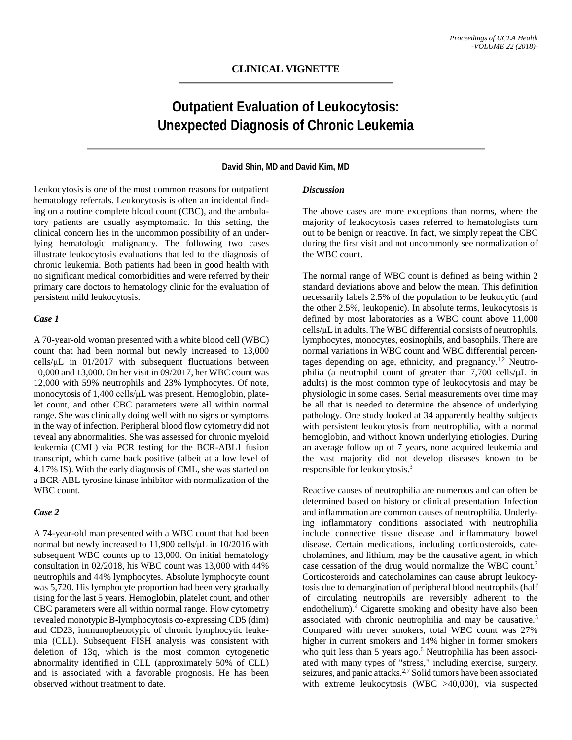CLINICAL VIGNETTE

# Outpatient Evaluation of Leukocytosis: Unexpected Diagnosis of Chronic Leukemia

**David Shin, MD and David Kim, MD**

Leukocytosis is one of the most common reasons for outpatient hematology referrals. Leukocytosis is often an incidental finding on a routine complete blood count (CBC), and the ambulatory patients are usually asymptomatic. In this setting, the clinical concern lies in the uncommon possibility of an underlying hematologic malignancy. The following two cases illustrate leukocytosis evaluations that led to the diagnosis of chronic leukemia. Both patients had been in good health with no significant medical comorbidities and were referred by their primary care doctors to hematology clinic for the evaluation of persistent mild leukocytosis.

### *Case 1*

A 70-year-old woman presented with a white blood cell (WBC) count that had been normal but newly increased to 13,000 cells/μL in 01/2017 with subsequent fluctuations between 10,000 and 13,000. On her visit in 09/2017, her WBC count was 12,000 with 59% neutrophils and 23% lymphocytes. Of note, monocytosis of 1,400 cells/μL was present. Hemoglobin, platelet count, and other CBC parameters were all within normal range. She was clinically doing well with no signs or symptoms in the way of infection. Peripheral blood flow cytometry did not reveal any abnormalities. She was assessed for chronic myeloid leukemia (CML) via PCR testing for the BCR-ABL1 fusion transcript, which came back positive (albeit at a low level of 4.17% IS). With the early diagnosis of CML, she was started on a BCR-ABL tyrosine kinase inhibitor with normalization of the WBC count.

### *Case 2*

A 74-year-old man presented with a WBC count that had been normal but newly increased to 11,900 cells/μL in 10/2016 with subsequent WBC counts up to 13,000. On initial hematology consultation in 02/2018, his WBC count was 13,000 with 44% neutrophils and 44% lymphocytes. Absolute lymphocyte count was 5,720. His lymphocyte proportion had been very gradually rising for the last 5 years. Hemoglobin, platelet count, and other CBC parameters were all within normal range. Flow cytometry revealed monotypic B-lymphocytosis co-expressing CD5 (dim) and CD23, immunophenotypic of chronic lymphocytic leukemia (CLL). Subsequent FISH analysis was consistent with deletion of 13q, which is the most common cytogenetic abnormality identified in CLL (approximately 50% of CLL) and is associated with a favorable prognosis. He has been observed without treatment to date.

### *Discussion*

The above cases are more exceptions than norms, where the majority of leukocytosis cases referred to hematologists turn out to be benign or reactive. In fact, we simply repeat the CBC during the first visit and not uncommonly see normalization of the WBC count.

The normal range of WBC count is defined as being within 2 standard deviations above and below the mean. This definition necessarily labels 2.5% of the population to be leukocytic (and the other 2.5%, leukopenic). In absolute terms, leukocytosis is defined by most laboratories as a WBC count above 11,000 cells/μL in adults. The WBC differential consists of neutrophils, lymphocytes, monocytes, eosinophils, and basophils. There are normal variations in WBC count and WBC differential percentages depending on age, ethnicity, and pregnancy.[1,2] Neutrophilia (a neutrophil count of greater than 7,700 cells/μL in adults) is the most common type of leukocytosis and may be physiologic in some cases. Serial measurements over time may be all that is needed to determine the absence of underlying pathology. One study looked at 34 apparently healthy subjects with persistent leukocytosis from neutrophilia, with a normal hemoglobin, and without known underlying etiologies. During an average follow up of 7 years, none acquired leukemia and the vast majority did not develop diseases known to be responsible for leukocytosis.[3]

Reactive causes of neutrophilia are numerous and can often be determined based on history or clinical presentation. Infection and inflammation are common causes of neutrophilia. Underlying inflammatory conditions associated with neutrophilia include connective tissue disease and inflammatory bowel disease. Certain medications, including corticosteroids, catecholamines, and lithium, may be the causative agent, in which case cessation of the drug would normalize the WBC count.[2] Corticosteroids and catecholamines can cause abrupt leukocytosis due to demargination of peripheral blood neutrophils (half of circulating neutrophils are reversibly adherent to the endothelium).[4] Cigarette smoking and obesity have also been associated with chronic neutrophilia and may be causative.[5] Compared with never smokers, total WBC count was 27% higher in current smokers and 14% higher in former smokers who quit less than 5 years ago.[6] Neutrophilia has been associated with many types of "stress," including exercise, surgery, seizures, and panic attacks.[2,7] Solid tumors have been associated with extreme leukocytosis (WBC >40,000), via suspected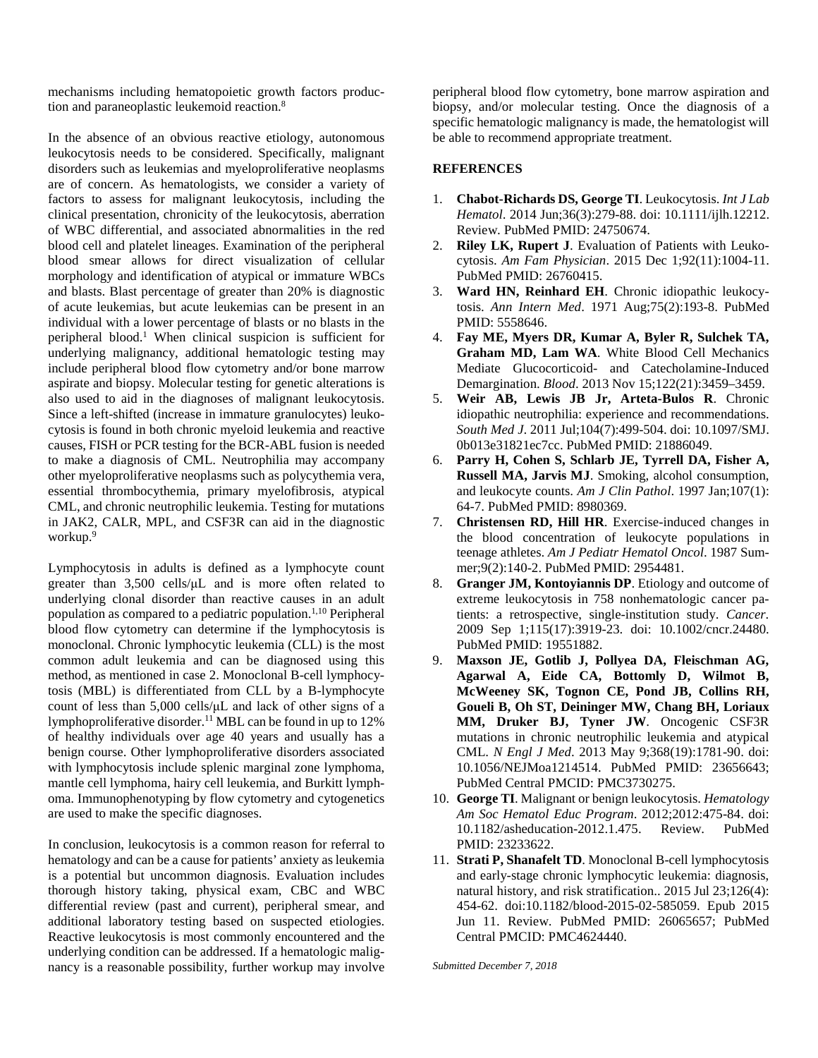mechanisms including hematopoietic growth factors production and paraneoplastic leukemoid reaction.[8]

In the absence of an obvious reactive etiology, autonomous leukocytosis needs to be considered. Specifically, malignant disorders such as leukemias and myeloproliferative neoplasms are of concern. As hematologists, we consider a variety of factors to assess for malignant leukocytosis, including the clinical presentation, chronicity of the leukocytosis, aberration of WBC differential, and associated abnormalities in the red blood cell and platelet lineages. Examination of the peripheral blood smear allows for direct visualization of cellular morphology and identification of atypical or immature WBCs and blasts. Blast percentage of greater than 20% is diagnostic of acute leukemias, but acute leukemias can be present in an individual with a lower percentage of blasts or no blasts in the peripheral blood.[1] When clinical suspicion is sufficient for underlying malignancy, additional hematologic testing may include peripheral blood flow cytometry and/or bone marrow aspirate and biopsy. Molecular testing for genetic alterations is also used to aid in the diagnoses of malignant leukocytosis. Since a left-shifted (increase in immature granulocytes) leukocytosis is found in both chronic myeloid leukemia and reactive causes, FISH or PCR testing for the BCR-ABL fusion is needed to make a diagnosis of CML. Neutrophilia may accompany other myeloproliferative neoplasms such as polycythemia vera, essential thrombocythemia, primary myelofibrosis, atypical CML, and chronic neutrophilic leukemia. Testing for mutations in JAK2, CALR, MPL, and CSF3R can aid in the diagnostic workup.[9]

Lymphocytosis in adults is defined as a lymphocyte count greater than 3,500 cells/μL and is more often related to underlying clonal disorder than reactive causes in an adult population as compared to a pediatric population.[1,10] Peripheral blood flow cytometry can determine if the lymphocytosis is monoclonal. Chronic lymphocytic leukemia (CLL) is the most common adult leukemia and can be diagnosed using this method, as mentioned in case 2. Monoclonal B-cell lymphocytosis (MBL) is differentiated from CLL by a B-lymphocyte count of less than 5,000 cells/μL and lack of other signs of a lymphoproliferative disorder.[11] MBL can be found in up to 12% of healthy individuals over age 40 years and usually has a benign course. Other lymphoproliferative disorders associated with lymphocytosis include splenic marginal zone lymphoma, mantle cell lymphoma, hairy cell leukemia, and Burkitt lymphoma. Immunophenotyping by flow cytometry and cytogenetics are used to make the specific diagnoses.

In conclusion, leukocytosis is a common reason for referral to hematology and can be a cause for patients' anxiety as leukemia is a potential but uncommon diagnosis. Evaluation includes thorough history taking, physical exam, CBC and WBC differential review (past and current), peripheral smear, and additional laboratory testing based on suspected etiologies. Reactive leukocytosis is most commonly encountered and the underlying condition can be addressed. If a hematologic malignancy is a reasonable possibility, further workup may involve peripheral blood flow cytometry, bone marrow aspiration and biopsy, and/or molecular testing. Once the diagnosis of a specific hematologic malignancy is made, the hematologist will be able to recommend appropriate treatment.

## REFERENCES

1. **Chabot-Richards DS, George TI**. Leukocytosis. *Int J Lab Hematol*. 2014 Jun;36(3):279-88. doi: 10.1111/ijlh.12212. Review. PubMed PMID: 24750674.
2. **Riley LK, Rupert J**. Evaluation of Patients with Leukocytosis. *Am Fam Physician*. 2015 Dec 1;92(11):1004-11. PubMed PMID: 26760415.
3. **Ward HN, Reinhard EH**. Chronic idiopathic leukocytosis. *Ann Intern Med*. 1971 Aug;75(2):193-8. PubMed PMID: 5558646.
4. **Fay ME, Myers DR, Kumar A, Byler R, Sulchek TA, Graham MD, Lam WA**. White Blood Cell Mechanics Mediate Glucocorticoid- and Catecholamine-Induced Demargination. *Blood*. 2013 Nov 15;122(21):3459–3459.
5. **Weir AB, Lewis JB Jr, Arteta-Bulos R**. Chronic idiopathic neutrophilia: experience and recommendations. *South Med J*. 2011 Jul;104(7):499-504. doi: 10.1097/SMJ.0b013e31821ec7cc. PubMed PMID: 21886049.
6. **Parry H, Cohen S, Schlarb JE, Tyrrell DA, Fisher A, Russell MA, Jarvis MJ**. Smoking, alcohol consumption, and leukocyte counts. *Am J Clin Pathol*. 1997 Jan;107(1):64-7. PubMed PMID: 8980369.
7. **Christensen RD, Hill HR**. Exercise-induced changes in the blood concentration of leukocyte populations in teenage athletes. *Am J Pediatr Hematol Oncol*. 1987 Summer;9(2):140-2. PubMed PMID: 2954481.
8. **Granger JM, Kontoyiannis DP**. Etiology and outcome of extreme leukocytosis in 758 nonhematologic cancer patients: a retrospective, single-institution study. *Cancer*. 2009 Sep 1;115(17):3919-23. doi: 10.1002/cncr.24480. PubMed PMID: 19551882.
9. **Maxson JE, Gotlib J, Pollyea DA, Fleischman AG, Agarwal A, Eide CA, Bottomly D, Wilmot B, McWeeney SK, Tognon CE, Pond JB, Collins RH, Goueli B, Oh ST, Deininger MW, Chang BH, Loriaux MM, Druker BJ, Tyner JW**. Oncogenic CSF3R mutations in chronic neutrophilic leukemia and atypical CML. *N Engl J Med*. 2013 May 9;368(19):1781-90. doi: 10.1056/NEJMoa1214514. PubMed PMID: 23656643; PubMed Central PMCID: PMC3730275.
10. **George TI**. Malignant or benign leukocytosis. *Hematology Am Soc Hematol Educ Program*. 2012;2012:475-84. doi: 10.1182/asheducation-2012.1.475. Review. PubMed PMID: 23233622.
11. **Strati P, Shanafelt TD**. Monoclonal B-cell lymphocytosis and early-stage chronic lymphocytic leukemia: diagnosis, natural history, and risk stratification.. 2015 Jul 23;126(4):454-62. doi:10.1182/blood-2015-02-585059. Epub 2015 Jun 11. Review. PubMed PMID: 26065657; PubMed Central PMCID: PMC4624440.

*Submitted December 7, 2018*